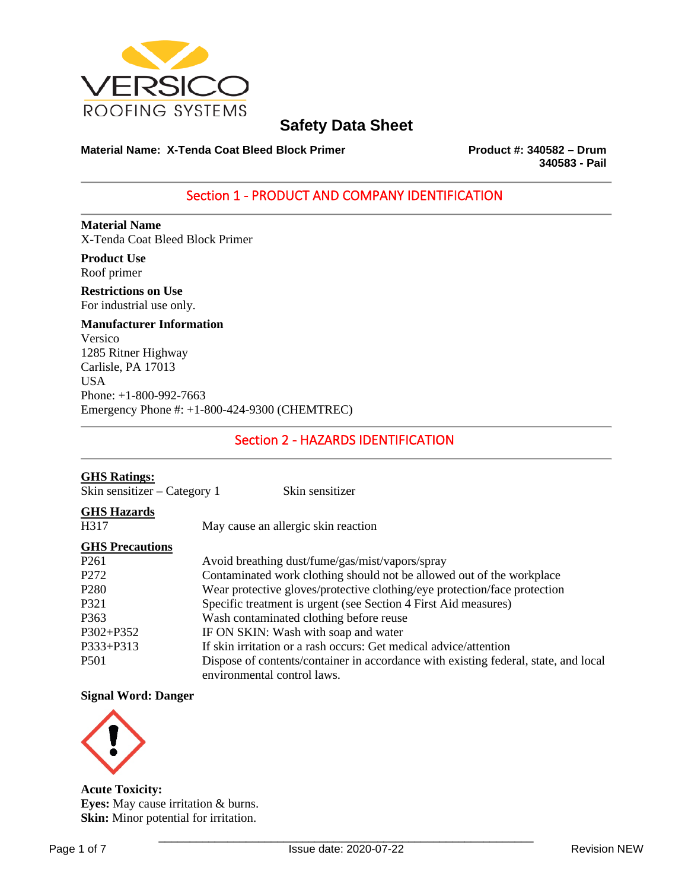VERSICO ROOFING SYSTEMS

# Safety Data Sheet

**Material Name: X-Tenda Coat Bleed Block Primer**

**Product #: 340582 – Drum**
**340583 - Pail**

## Section 1 - PRODUCT AND COMPANY IDENTIFICATION

**Material Name**
X-Tenda Coat Bleed Block Primer

**Product Use**
Roof primer

**Restrictions on Use**
For industrial use only.

**Manufacturer Information**
Versico
1285 Ritner Highway
Carlisle, PA 17013
USA
Phone: +1-800-992-7663
Emergency Phone #: +1-800-424-9300 (CHEMTREC)

## Section 2 - HAZARDS IDENTIFICATION

**GHS Ratings:**

| | |
|---|---|
| Skin sensitizer – Category 1 | Skin sensitizer |

**GHS Hazards**

| | |
|---|---|
| H317 | May cause an allergic skin reaction |

**GHS Precautions**

| | |
|---|---|
| P261 | Avoid breathing dust/fume/gas/mist/vapors/spray |
| P272 | Contaminated work clothing should not be allowed out of the workplace |
| P280 | Wear protective gloves/protective clothing/eye protection/face protection |
| P321 | Specific treatment is urgent (see Section 4 First Aid measures) |
| P363 | Wash contaminated clothing before reuse |
| P302+P352 | IF ON SKIN: Wash with soap and water |
| P333+P313 | If skin irritation or a rash occurs: Get medical advice/attention |
| P501 | Dispose of contents/container in accordance with existing federal, state, and local environmental control laws. |

**Signal Word: Danger**

**Acute Toxicity:**
**Eyes:** May cause irritation & burns.
**Skin:** Minor potential for irritation.

Issue date: 2020-07-22

Revision NEW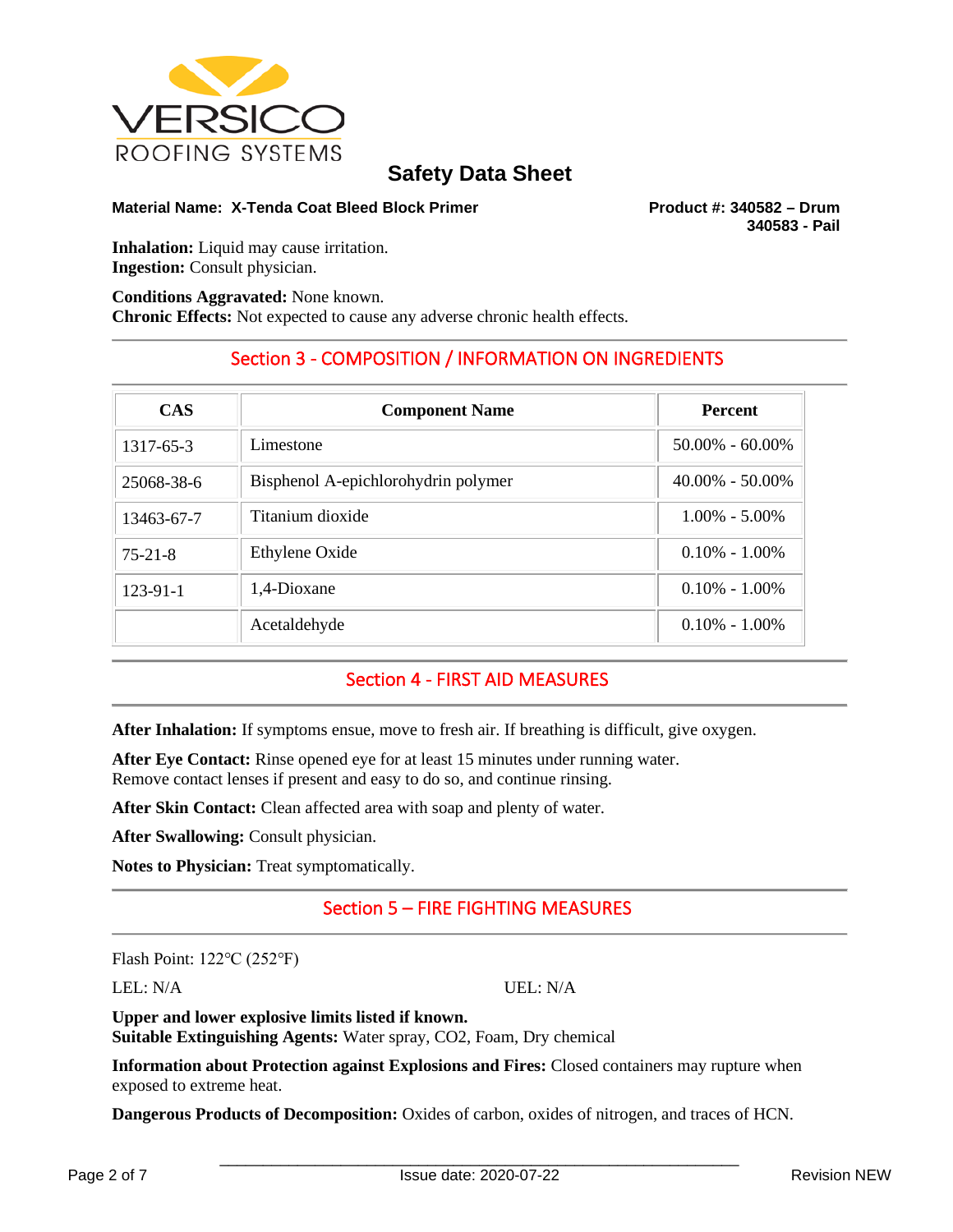**Material Name: X-Tenda Coat Bleed Block Primer**

**Product #: 340582 – Drum**
**340583 - Pail**

**Inhalation:** Liquid may cause irritation.
**Ingestion:** Consult physician.

**Conditions Aggravated:** None known.
**Chronic Effects:** Not expected to cause any adverse chronic health effects.

## Section 3 - COMPOSITION / INFORMATION ON INGREDIENTS

| CAS | Component Name | Percent |
|---|---|---|
| 1317-65-3 | Limestone | 50.00% - 60.00% |
| 25068-38-6 | Bisphenol A-epichlorohydrin polymer | 40.00% - 50.00% |
| 13463-67-7 | Titanium dioxide | 1.00% - 5.00% |
| 75-21-8 | Ethylene Oxide | 0.10% - 1.00% |
| 123-91-1 | 1,4-Dioxane | 0.10% - 1.00% |
| | Acetaldehyde | 0.10% - 1.00% |

## Section 4 - FIRST AID MEASURES

**After Inhalation:** If symptoms ensue, move to fresh air. If breathing is difficult, give oxygen.

**After Eye Contact:** Rinse opened eye for at least 15 minutes under running water.
Remove contact lenses if present and easy to do so, and continue rinsing.

**After Skin Contact:** Clean affected area with soap and plenty of water.

**After Swallowing:** Consult physician.

**Notes to Physician:** Treat symptomatically.

## Section 5 – FIRE FIGHTING MEASURES

Flash Point: 122°C (252°F)

LEL: N/A

UEL: N/A

**Upper and lower explosive limits listed if known.**
**Suitable Extinguishing Agents:** Water spray, $CO_2$, Foam, Dry chemical

**Information about Protection against Explosions and Fires:** Closed containers may rupture when exposed to extreme heat.

**Dangerous Products of Decomposition:** Oxides of carbon, oxides of nitrogen, and traces of HCN.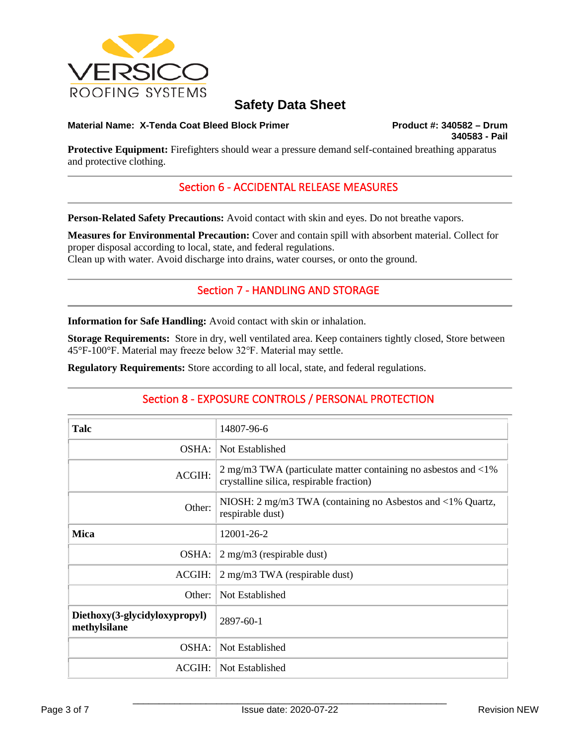**Material Name: X-Tenda Coat Bleed Block Primer**

**Product #: 340582 – Drum**
**340583 - Pail**

**Protective Equipment:** Firefighters should wear a pressure demand self-contained breathing apparatus and protective clothing.

## Section 6 - ACCIDENTAL RELEASE MEASURES

**Person-Related Safety Precautions:** Avoid contact with skin and eyes. Do not breathe vapors.

**Measures for Environmental Precaution:** Cover and contain spill with absorbent material. Collect for proper disposal according to local, state, and federal regulations.
Clean up with water. Avoid discharge into drains, water courses, or onto the ground.

## Section 7 - HANDLING AND STORAGE

**Information for Safe Handling:** Avoid contact with skin or inhalation.

**Storage Requirements:** Store in dry, well ventilated area. Keep containers tightly closed, Store between 45°F-100°F. Material may freeze below 32°F. Material may settle.

**Regulatory Requirements:** Store according to all local, state, and federal regulations.

## Section 8 - EXPOSURE CONTROLS / PERSONAL PROTECTION

| | |
|---|---|
| **Talc** | 14807-96-6 |
| OSHA: | Not Established |
| ACGIH: | 2 mg/m3 TWA (particulate matter containing no asbestos and <1% crystalline silica, respirable fraction) |
| Other: | NIOSH: 2 mg/m3 TWA (containing no Asbestos and <1% Quartz, respirable dust) |
| **Mica** | 12001-26-2 |
| OSHA: | 2 mg/m3 (respirable dust) |
| ACGIH: | 2 mg/m3 TWA (respirable dust) |
| Other: | Not Established |
| **Diethoxy(3-glycidyloxypropyl) methylsilane** | 2897-60-1 |
| OSHA: | Not Established |
| ACGIH: | Not Established |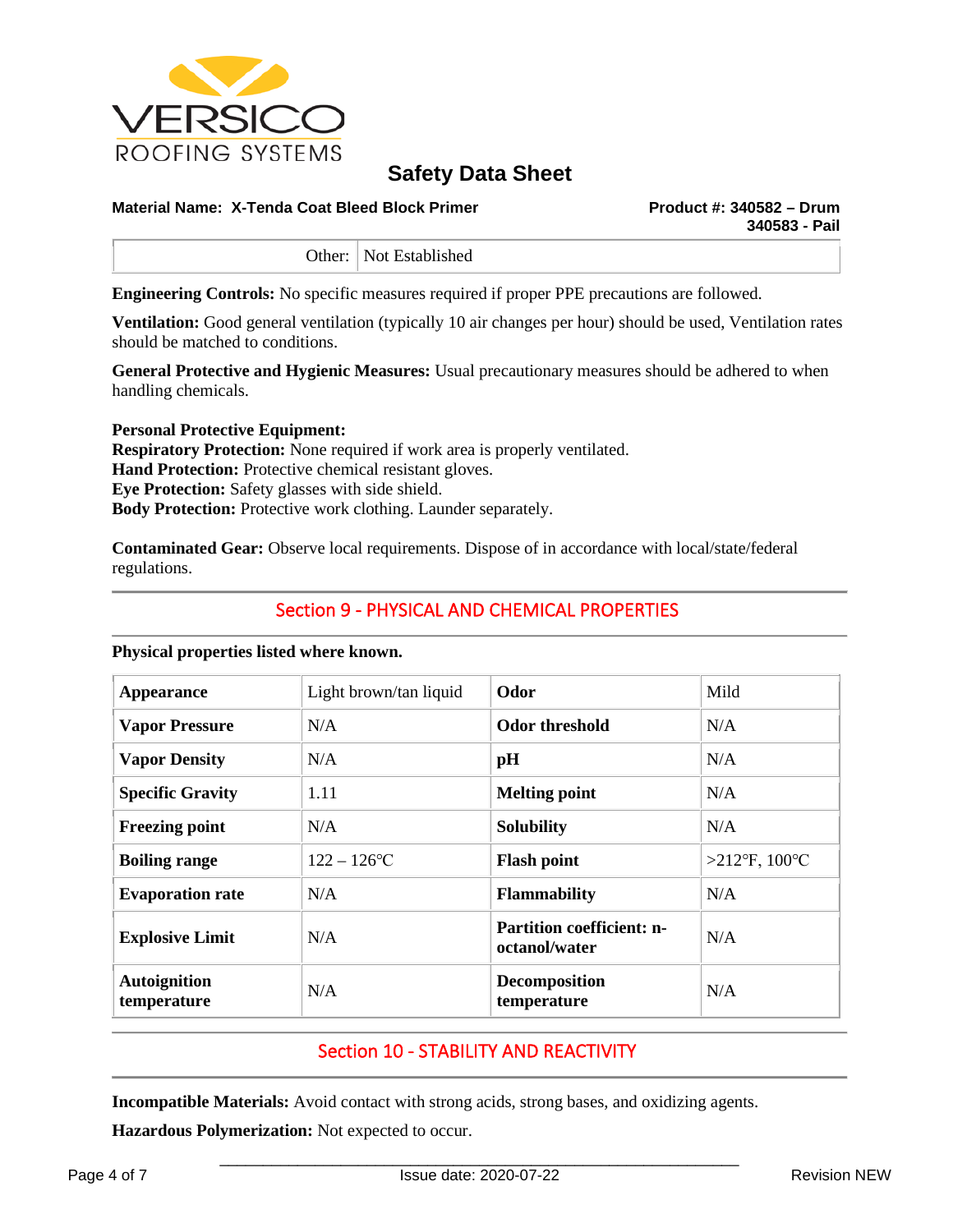| Other: | Not Established |
|---|---|

**Engineering Controls:** No specific measures required if proper PPE precautions are followed.

**Ventilation:** Good general ventilation (typically 10 air changes per hour) should be used, Ventilation rates should be matched to conditions.

**General Protective and Hygienic Measures:** Usual precautionary measures should be adhered to when handling chemicals.

**Personal Protective Equipment:**
**Respiratory Protection:** None required if work area is properly ventilated.
**Hand Protection:** Protective chemical resistant gloves.
**Eye Protection:** Safety glasses with side shield.
**Body Protection:** Protective work clothing. Launder separately.

**Contaminated Gear:** Observe local requirements. Dispose of in accordance with local/state/federal regulations.

## Section 9 - PHYSICAL AND CHEMICAL PROPERTIES

**Physical properties listed where known.**

| **Appearance** | Light brown/tan liquid | **Odor** | Mild |
|---|---|---|---|
| **Vapor Pressure** | N/A | **Odor threshold** | N/A |
| **Vapor Density** | N/A | **pH** | N/A |
| **Specific Gravity** | 1.11 | **Melting point** | N/A |
| **Freezing point** | N/A | **Solubility** | N/A |
| **Boiling range** | 122 – 126℃ | **Flash point** | >212°F, 100℃ |
| **Evaporation rate** | N/A | **Flammability** | N/A |
| **Explosive Limit** | N/A | **Partition coefficient: n-octanol/water** | N/A |
| **Autoignition temperature** | N/A | **Decomposition temperature** | N/A |

## Section 10 - STABILITY AND REACTIVITY

**Incompatible Materials:** Avoid contact with strong acids, strong bases, and oxidizing agents.

**Hazardous Polymerization:** Not expected to occur.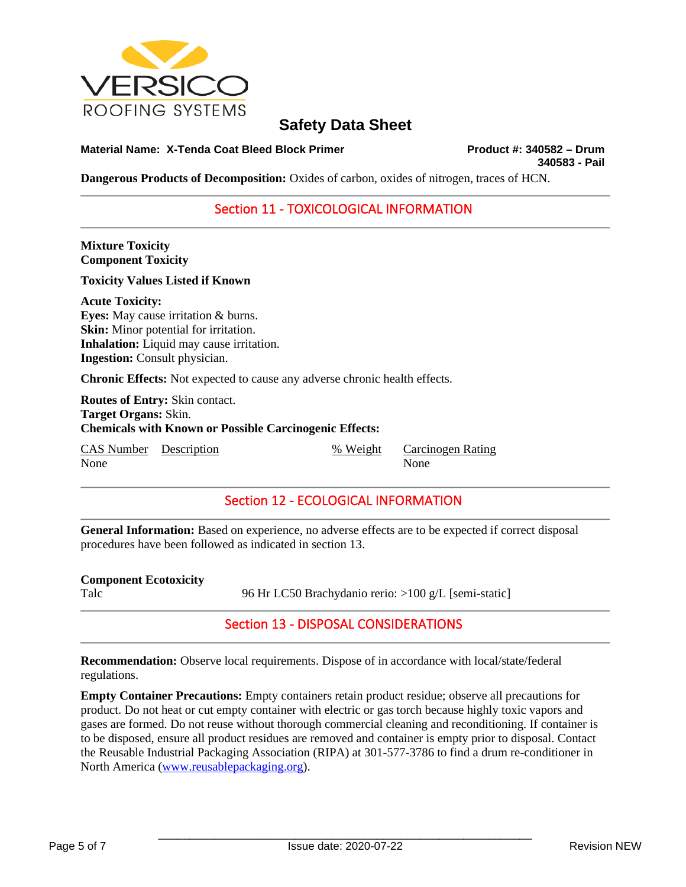**Material Name: X-Tenda Coat Bleed Block Primer** **Product #: 340582 – Drum 340583 - Pail**

**Dangerous Products of Decomposition:** Oxides of carbon, oxides of nitrogen, traces of HCN.

## Section 11 - TOXICOLOGICAL INFORMATION

**Mixture Toxicity**
**Component Toxicity**

**Toxicity Values Listed if Known**

**Acute Toxicity:**
**Eyes:** May cause irritation & burns.
**Skin:** Minor potential for irritation.
**Inhalation:** Liquid may cause irritation.
**Ingestion:** Consult physician.

**Chronic Effects:** Not expected to cause any adverse chronic health effects.

**Routes of Entry:** Skin contact.
**Target Organs:** Skin.
**Chemicals with Known or Possible Carcinogenic Effects:**

| CAS Number | Description | % Weight | Carcinogen Rating |
|---|---|---|---|
| None | | | None |

## Section 12 - ECOLOGICAL INFORMATION

**General Information:** Based on experience, no adverse effects are to be expected if correct disposal procedures have been followed as indicated in section 13.

**Component Ecotoxicity**

| | |
|---|---|
| Talc | 96 Hr LC50 Brachydanio rerio: >100 g/L [semi-static] |

## Section 13 - DISPOSAL CONSIDERATIONS

**Recommendation:** Observe local requirements. Dispose of in accordance with local/state/federal regulations.

**Empty Container Precautions:** Empty containers retain product residue; observe all precautions for product. Do not heat or cut empty container with electric or gas torch because highly toxic vapors and gases are formed. Do not reuse without thorough commercial cleaning and reconditioning. If container is to be disposed, ensure all product residues are removed and container is empty prior to disposal. Contact the Reusable Industrial Packaging Association (RIPA) at 301-577-3786 to find a drum re-conditioner in North America (www.reusablepackaging.org).

Issue date: 2020-07-22 Revision NEW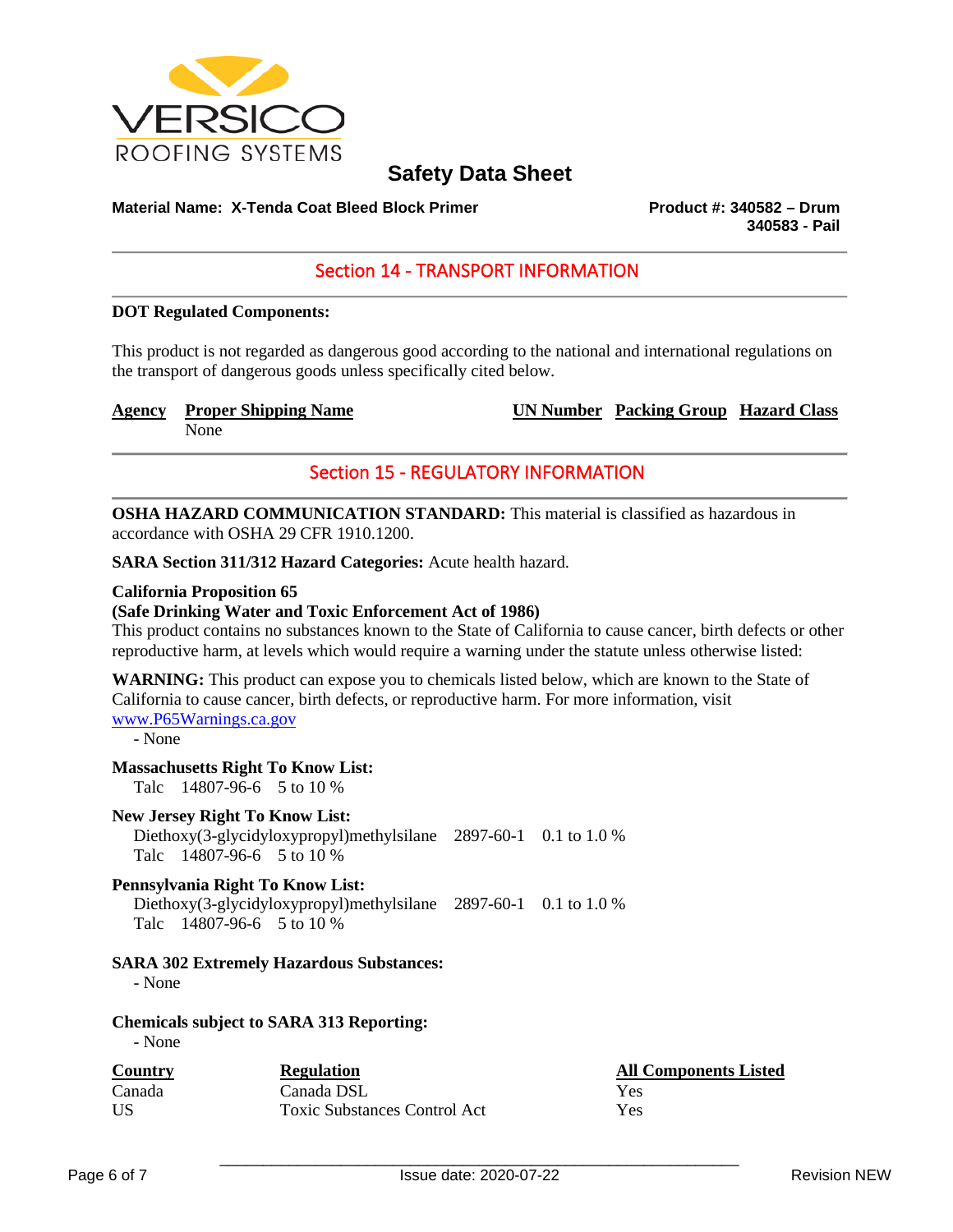VERSICO ROOFING SYSTEMS

# Safety Data Sheet

**Material Name: X-Tenda Coat Bleed Block Primer**

**Product #: 340582 – Drum**
**340583 - Pail**

## Section 14 - TRANSPORT INFORMATION

**DOT Regulated Components:**

This product is not regarded as dangerous good according to the national and international regulations on the transport of dangerous goods unless specifically cited below.

| Agency | Proper Shipping Name | UN Number | Packing Group | Hazard Class |
|---|---|---|---|---|
| | None | | | |

## Section 15 - REGULATORY INFORMATION

**OSHA HAZARD COMMUNICATION STANDARD:** This material is classified as hazardous in accordance with OSHA 29 CFR 1910.1200.

**SARA Section 311/312 Hazard Categories:** Acute health hazard.

**California Proposition 65**
**(Safe Drinking Water and Toxic Enforcement Act of 1986)**
This product contains no substances known to the State of California to cause cancer, birth defects or other reproductive harm, at levels which would require a warning under the statute unless otherwise listed:

**WARNING:** This product can expose you to chemicals listed below, which are known to the State of California to cause cancer, birth defects, or reproductive harm. For more information, visit www.P65Warnings.ca.gov
- None

**Massachusetts Right To Know List:**
Talc 14807-96-6 5 to 10 %

**New Jersey Right To Know List:**
Diethoxy(3-glycidyloxypropyl)methylsilane 2897-60-1 0.1 to 1.0 %
Talc 14807-96-6 5 to 10 %

**Pennsylvania Right To Know List:**
Diethoxy(3-glycidyloxypropyl)methylsilane 2897-60-1 0.1 to 1.0 %
Talc 14807-96-6 5 to 10 %

**SARA 302 Extremely Hazardous Substances:**
- None

**Chemicals subject to SARA 313 Reporting:**
- None

| Country | Regulation | All Components Listed |
|---|---|---|
| Canada | Canada DSL | Yes |
| US | Toxic Substances Control Act | Yes |

Issue date: 2020-07-22 Revision NEW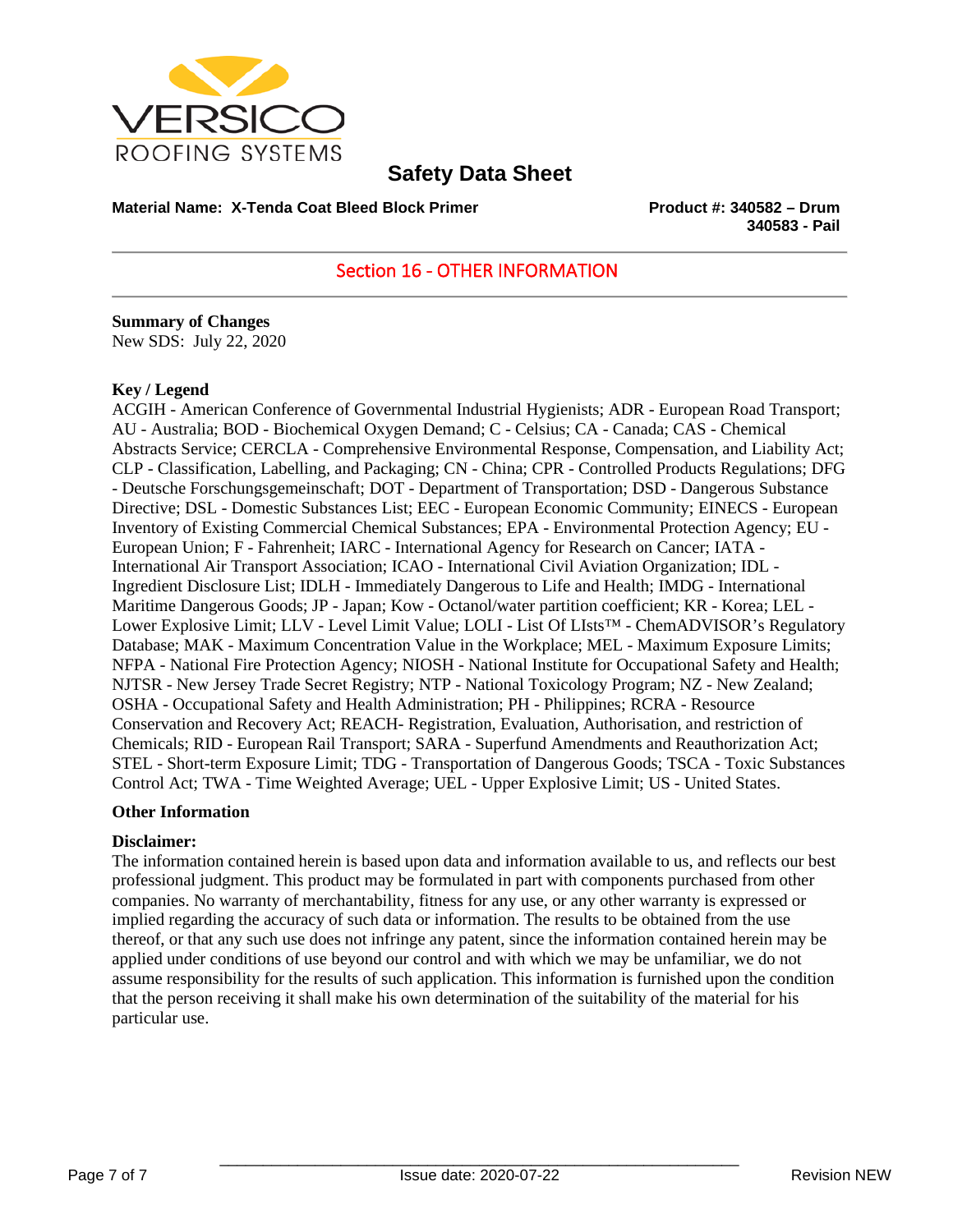# Safety Data Sheet

**Material Name: X-Tenda Coat Bleed Block Primer**

**Product #: 340582 – Drum**
**340583 - Pail**

## Section 16 - OTHER INFORMATION

**Summary of Changes**
New SDS: July 22, 2020

**Key / Legend**
ACGIH - American Conference of Governmental Industrial Hygienists; ADR - European Road Transport; AU - Australia; BOD - Biochemical Oxygen Demand; C - Celsius; CA - Canada; CAS - Chemical Abstracts Service; CERCLA - Comprehensive Environmental Response, Compensation, and Liability Act; CLP - Classification, Labelling, and Packaging; CN - China; CPR - Controlled Products Regulations; DFG - Deutsche Forschungsgemeinschaft; DOT - Department of Transportation; DSD - Dangerous Substance Directive; DSL - Domestic Substances List; EEC - European Economic Community; EINECS - European Inventory of Existing Commercial Chemical Substances; EPA - Environmental Protection Agency; EU - European Union; F - Fahrenheit; IARC - International Agency for Research on Cancer; IATA - International Air Transport Association; ICAO - International Civil Aviation Organization; IDL - Ingredient Disclosure List; IDLH - Immediately Dangerous to Life and Health; IMDG - International Maritime Dangerous Goods; JP - Japan; Kow - Octanol/water partition coefficient; KR - Korea; LEL - Lower Explosive Limit; LLV - Level Limit Value; LOLI - List Of LIsts™ - ChemADVISOR's Regulatory Database; MAK - Maximum Concentration Value in the Workplace; MEL - Maximum Exposure Limits; NFPA - National Fire Protection Agency; NIOSH - National Institute for Occupational Safety and Health; NJTSR - New Jersey Trade Secret Registry; NTP - National Toxicology Program; NZ - New Zealand; OSHA - Occupational Safety and Health Administration; PH - Philippines; RCRA - Resource Conservation and Recovery Act; REACH- Registration, Evaluation, Authorisation, and restriction of Chemicals; RID - European Rail Transport; SARA - Superfund Amendments and Reauthorization Act; STEL - Short-term Exposure Limit; TDG - Transportation of Dangerous Goods; TSCA - Toxic Substances Control Act; TWA - Time Weighted Average; UEL - Upper Explosive Limit; US - United States.

**Other Information**

**Disclaimer:**
The information contained herein is based upon data and information available to us, and reflects our best professional judgment. This product may be formulated in part with components purchased from other companies. No warranty of merchantability, fitness for any use, or any other warranty is expressed or implied regarding the accuracy of such data or information. The results to be obtained from the use thereof, or that any such use does not infringe any patent, since the information contained herein may be applied under conditions of use beyond our control and with which we may be unfamiliar, we do not assume responsibility for the results of such application. This information is furnished upon the condition that the person receiving it shall make his own determination of the suitability of the material for his particular use.

Issue date: 2020-07-22 Revision NEW